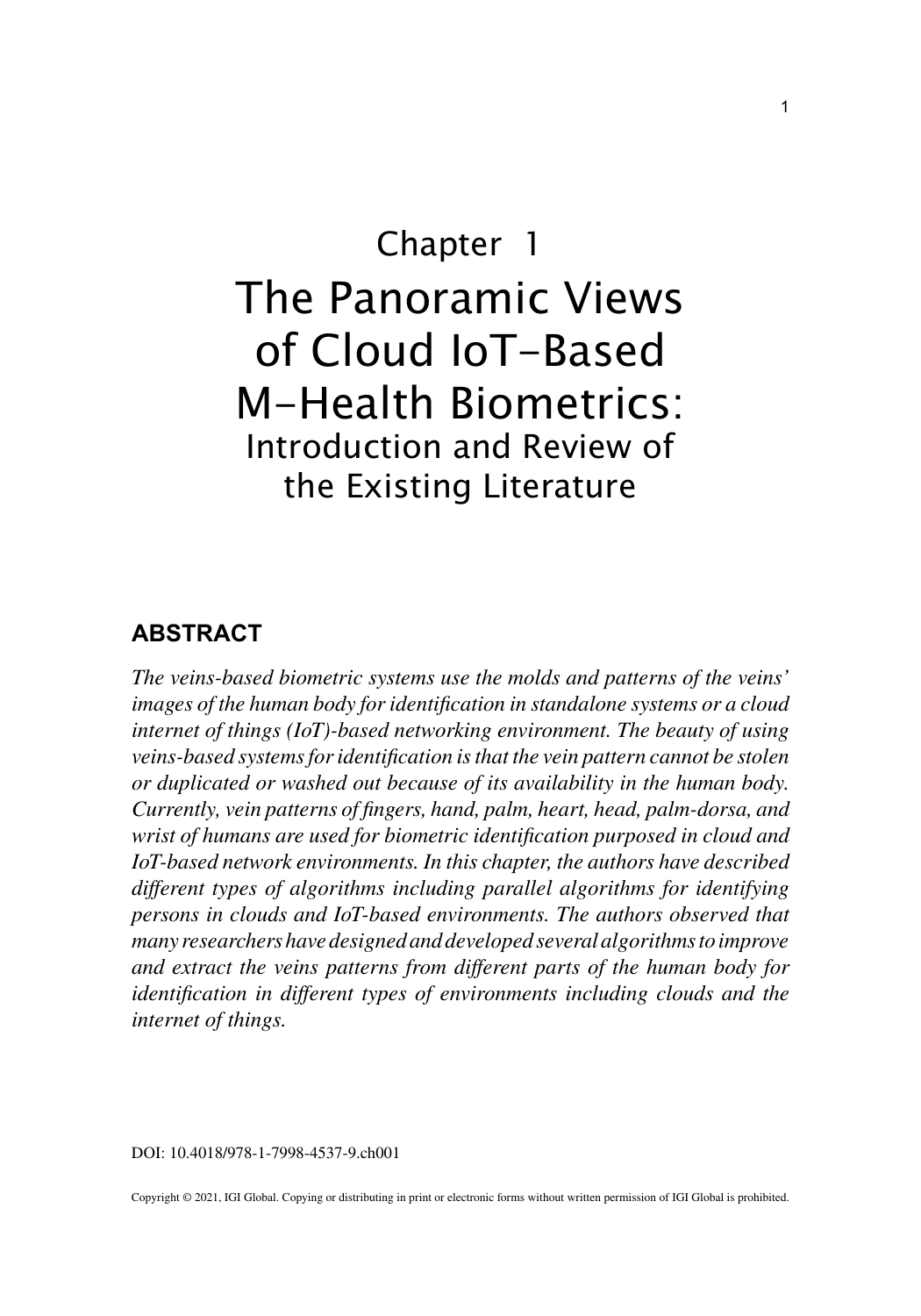# Chapter 1

# The Panoramic Views of Cloud IoT-Based M-Health Biometrics:

## Introduction and Review of the Existing Literature

## ABSTRACT

*The veins-based biometric systems use the molds and patterns of the veins' images of the human body for identification in standalone systems or a cloud internet of things (IoT)-based networking environment. The beauty of using veins-based systems for identification is that the vein pattern cannot be stolen or duplicated or washed out because of its availability in the human body. Currently, vein patterns of fingers, hand, palm, heart, head, palm-dorsa, and wrist of humans are used for biometric identification purposed in cloud and IoT-based network environments. In this chapter, the authors have described different types of algorithms including parallel algorithms for identifying persons in clouds and IoT-based environments. The authors observed that many researchers have designed and developed several algorithms to improve and extract the veins patterns from different parts of the human body for identification in different types of environments including clouds and the internet of things.*

DOI: 10.4018/978-1-7998-4537-9.ch001

Copyright © 2021, IGI Global. Copying or distributing in print or electronic forms without written permission of IGI Global is prohibited.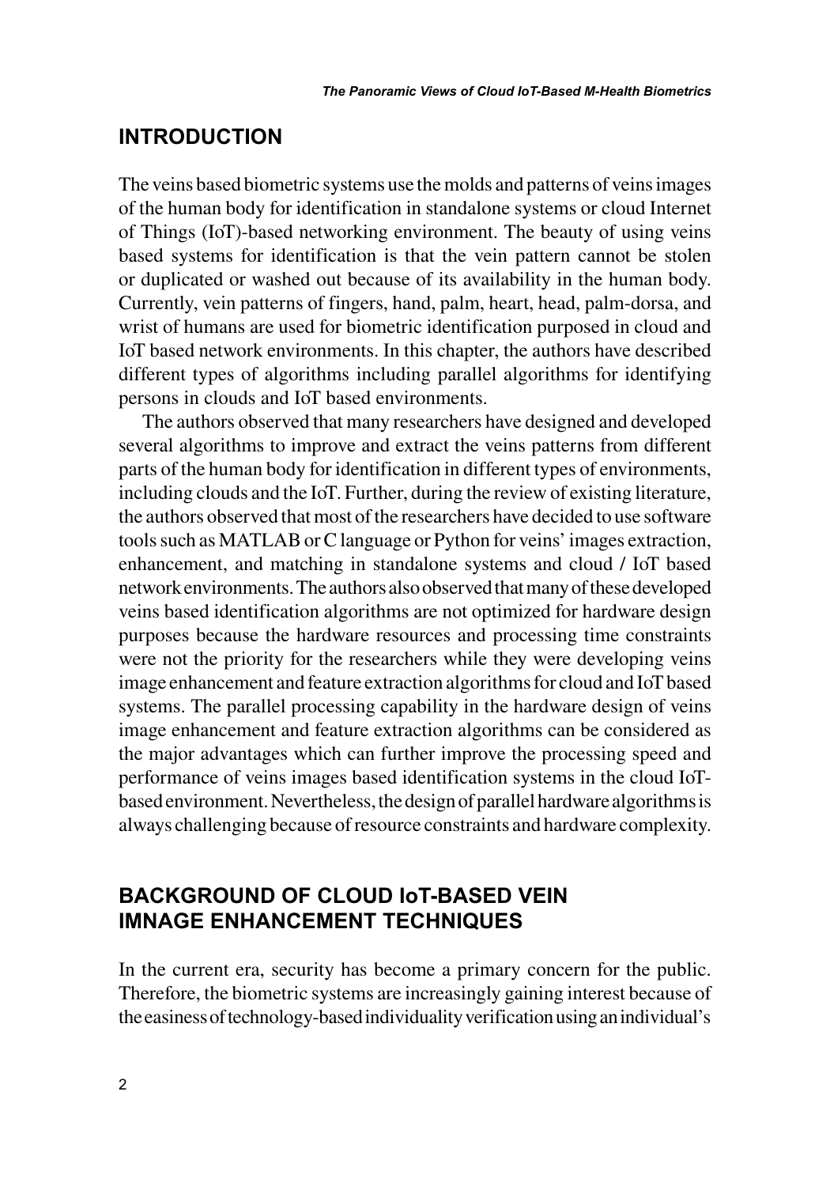## INTRODUCTION

The veins based biometric systems use the molds and patterns of veins images of the human body for identification in standalone systems or cloud Internet of Things (IoT)-based networking environment. The beauty of using veins based systems for identification is that the vein pattern cannot be stolen or duplicated or washed out because of its availability in the human body. Currently, vein patterns of fingers, hand, palm, heart, head, palm-dorsa, and wrist of humans are used for biometric identification purposed in cloud and IoT based network environments. In this chapter, the authors have described different types of algorithms including parallel algorithms for identifying persons in clouds and IoT based environments.

The authors observed that many researchers have designed and developed several algorithms to improve and extract the veins patterns from different parts of the human body for identification in different types of environments, including clouds and the IoT. Further, during the review of existing literature, the authors observed that most of the researchers have decided to use software tools such as MATLAB or C language or Python for veins' images extraction, enhancement, and matching in standalone systems and cloud / IoT based network environments. The authors also observed that many of these developed veins based identification algorithms are not optimized for hardware design purposes because the hardware resources and processing time constraints were not the priority for the researchers while they were developing veins image enhancement and feature extraction algorithms for cloud and IoT based systems. The parallel processing capability in the hardware design of veins image enhancement and feature extraction algorithms can be considered as the major advantages which can further improve the processing speed and performance of veins images based identification systems in the cloud IoT-based environment. Nevertheless, the design of parallel hardware algorithms is always challenging because of resource constraints and hardware complexity.

## BACKGROUND OF CLOUD IoT-BASED VEIN IMNAGE ENHANCEMENT TECHNIQUES

In the current era, security has become a primary concern for the public. Therefore, the biometric systems are increasingly gaining interest because of the easiness of technology-based individuality verification using an individual's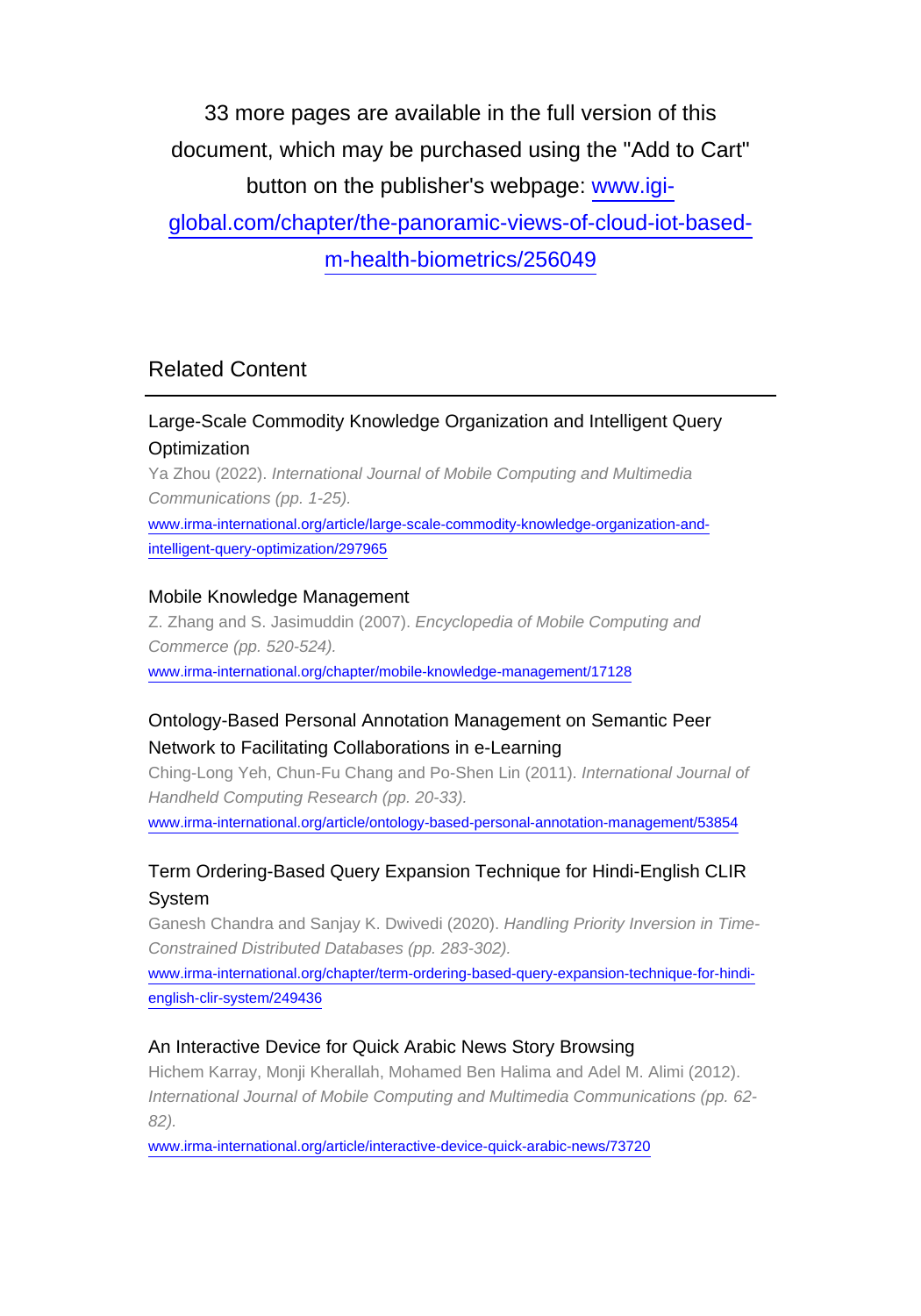33 more pages are available in the full version of this document, which may be purchased using the "Add to Cart" button on the publisher's webpage: [www.igi-global.com/chapter/the-panoramic-views-of-cloud-iot-based-m-health-biometrics/256049](www.igi-global.com/chapter/the-panoramic-views-of-cloud-iot-based-m-health-biometrics/256049)

## Related Content

### Large-Scale Commodity Knowledge Organization and Intelligent Query Optimization

Ya Zhou (2022). *International Journal of Mobile Computing and Multimedia Communications (pp. 1-25).*

[www.irma-international.org/article/large-scale-commodity-knowledge-organization-and-intelligent-query-optimization/297965](www.irma-international.org/article/large-scale-commodity-knowledge-organization-and-intelligent-query-optimization/297965)

### Mobile Knowledge Management

Z. Zhang and S. Jasimuddin (2007). *Encyclopedia of Mobile Computing and Commerce (pp. 520-524).*

[www.irma-international.org/chapter/mobile-knowledge-management/17128](www.irma-international.org/chapter/mobile-knowledge-management/17128)

### Ontology-Based Personal Annotation Management on Semantic Peer Network to Facilitating Collaborations in e-Learning

Ching-Long Yeh, Chun-Fu Chang and Po-Shen Lin (2011). *International Journal of Handheld Computing Research (pp. 20-33).*

[www.irma-international.org/article/ontology-based-personal-annotation-management/53854](www.irma-international.org/article/ontology-based-personal-annotation-management/53854)

### Term Ordering-Based Query Expansion Technique for Hindi-English CLIR System

Ganesh Chandra and Sanjay K. Dwivedi (2020). *Handling Priority Inversion in Time-Constrained Distributed Databases (pp. 283-302).*

[www.irma-international.org/chapter/term-ordering-based-query-expansion-technique-for-hindi-english-clir-system/249436](www.irma-international.org/chapter/term-ordering-based-query-expansion-technique-for-hindi-english-clir-system/249436)

### An Interactive Device for Quick Arabic News Story Browsing

Hichem Karray, Monji Kherallah, Mohamed Ben Halima and Adel M. Alimi (2012). *International Journal of Mobile Computing and Multimedia Communications (pp. 62-82).*

[www.irma-international.org/article/interactive-device-quick-arabic-news/73720](www.irma-international.org/article/interactive-device-quick-arabic-news/73720)